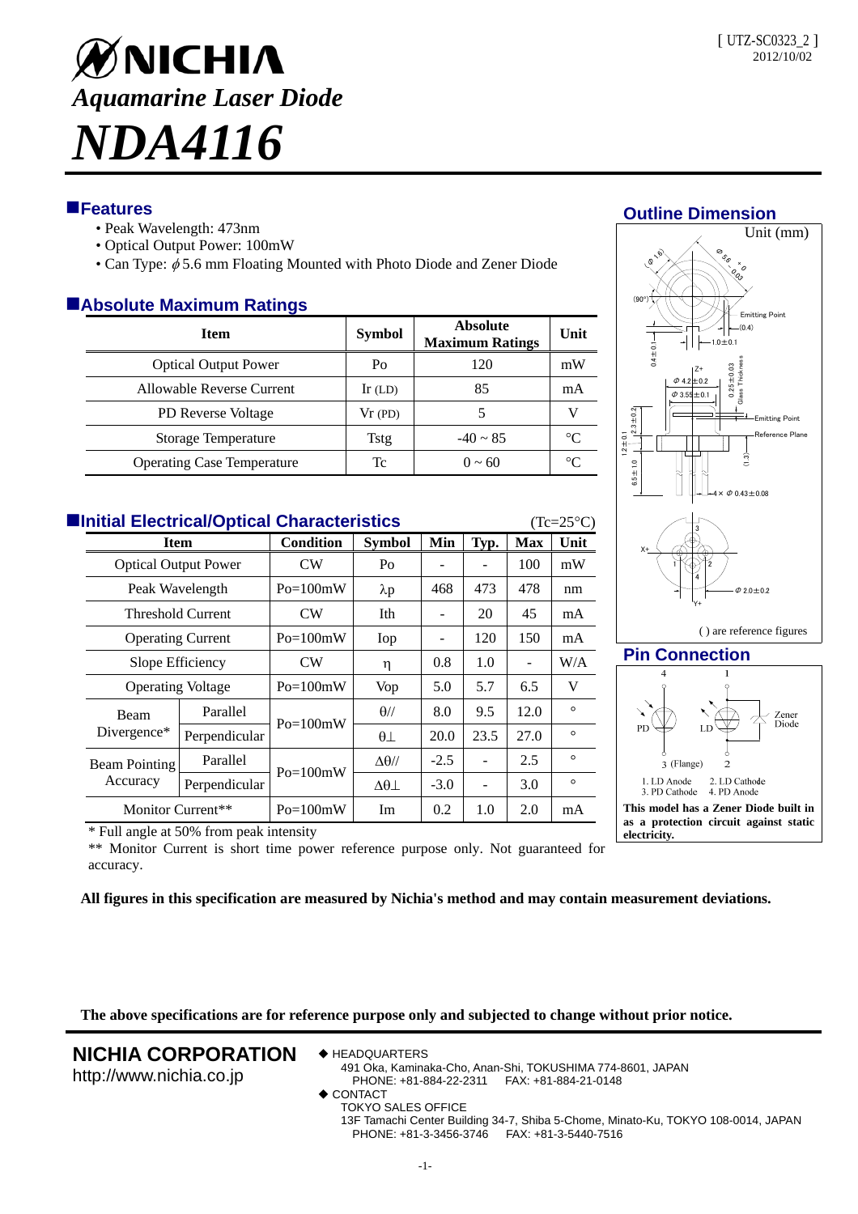[ UTZ-SC0323_2 ]
2012/10/02

# NICHIA

## *Aquamarine Laser Diode*

# *NDA4116*

## Features

- Peak Wavelength: 473nm
- Optical Output Power: 100mW
- Can Type: $\phi$5.6 mm Floating Mounted with Photo Diode and Zener Diode

## Absolute Maximum Ratings

| Item | Symbol | Absolute Maximum Ratings | Unit |
|---|---|---|---|
| Optical Output Power | Po | 120 | mW |
| Allowable Reverse Current | Ir (LD) | 85 | mA |
| PD Reverse Voltage | Vr (PD) | 5 | V |
| Storage Temperature | Tstg | -40 ~ 85 | °C |
| Operating Case Temperature | Tc | 0 ~ 60 | °C |

## Initial Electrical/Optical Characteristics

(Tc=25°C)

| Item | | Condition | Symbol | Min | Typ. | Max | Unit |
|---|---|---|---|---|---|---|---|
| Optical Output Power | | CW | Po | - | - | 100 | mW |
| Peak Wavelength | | Po=100mW | λp | 468 | 473 | 478 | nm |
| Threshold Current | | CW | Ith | - | 20 | 45 | mA |
| Operating Current | | Po=100mW | Iop | - | 120 | 150 | mA |
| Slope Efficiency | | CW | η | 0.8 | 1.0 | - | W/A |
| Operating Voltage | | Po=100mW | Vop | 5.0 | 5.7 | 6.5 | V |
| Beam Divergence* | Parallel | Po=100mW | θ// | 8.0 | 9.5 | 12.0 | ° |
| | Perpendicular | | θ⊥ | 20.0 | 23.5 | 27.0 | ° |
| Beam Pointing Accuracy | Parallel | Po=100mW | Δθ// | -2.5 | - | 2.5 | ° |
| | Perpendicular | | Δθ⊥ | -3.0 | - | 3.0 | ° |
| Monitor Current** | | Po=100mW | Im | 0.2 | 1.0 | 2.0 | mA |

\* Full angle at 50% from peak intensity

\*\* Monitor Current is short time power reference purpose only. Not guaranteed for accuracy.

**All figures in this specification are measured by Nichia's method and may contain measurement deviations.**

## Outline Dimension

Unit (mm)

( ) are reference figures

## Pin Connection

1. LD Anode 2. LD Cathode
3. PD Cathode 4. PD Anode

**This model has a Zener Diode built in as a protection circuit against static electricity.**

**The above specifications are for reference purpose only and subjected to change without prior notice.**

**NICHIA CORPORATION**
http://www.nichia.co.jp

◆ HEADQUARTERS
491 Oka, Kaminaka-Cho, Anan-Shi, TOKUSHIMA 774-8601, JAPAN
PHONE: +81-884-22-2311 FAX: +81-884-21-0148

◆ CONTACT
TOKYO SALES OFFICE
13F Tamachi Center Building 34-7, Shiba 5-Chome, Minato-Ku, TOKYO 108-0014, JAPAN
PHONE: +81-3-3456-3746 FAX: +81-3-5440-7516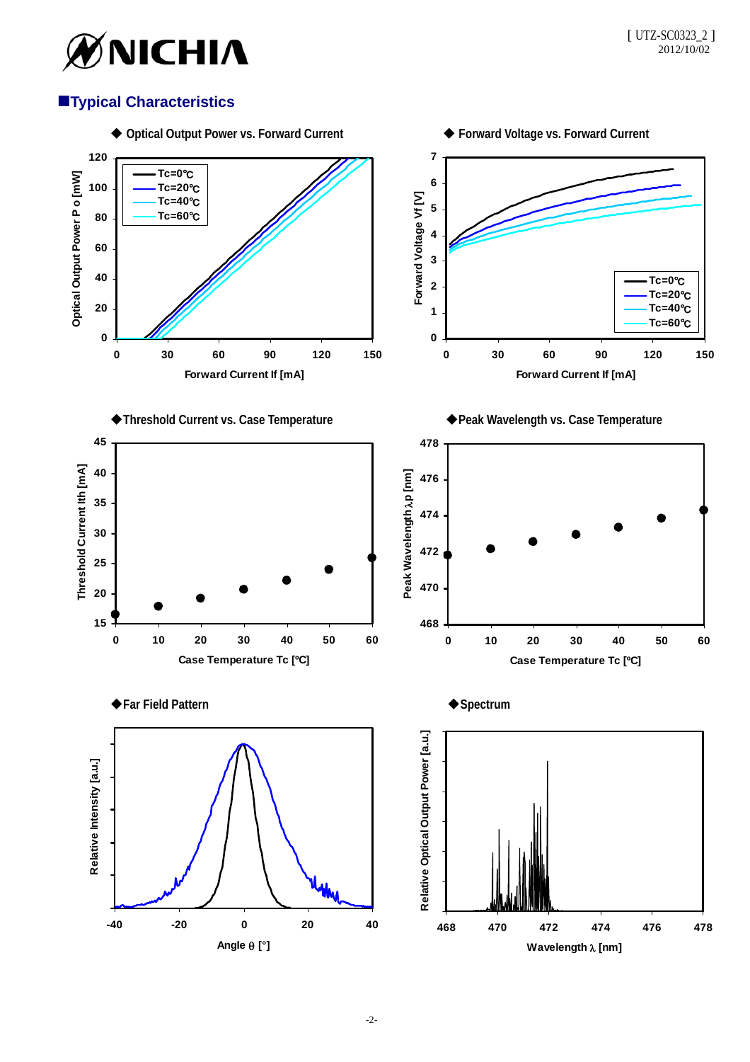## ■Typical Characteristics

◆ Optical Output Power vs. Forward Current

◆ Forward Voltage vs. Forward Current

◆Threshold Current vs. Case Temperature

◆Peak Wavelength vs. Case Temperature

◆Far Field Pattern

◆Spectrum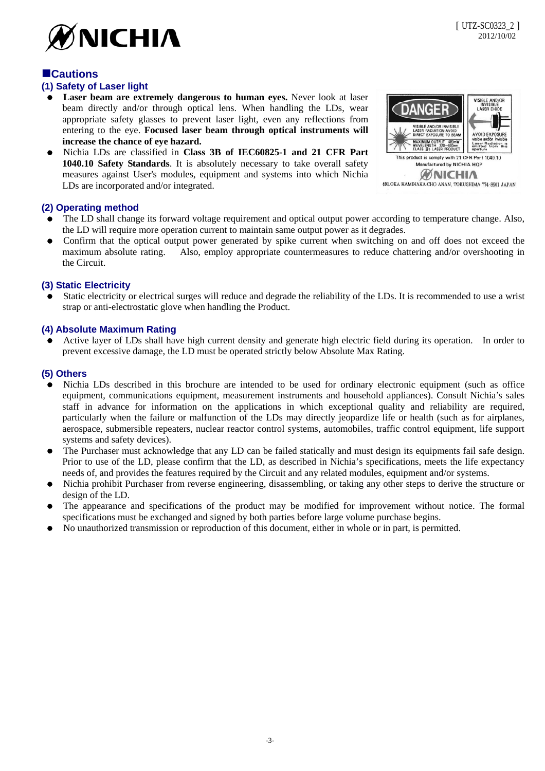## ■Cautions

### (1) Safety of Laser light

- **Laser beam are extremely dangerous to human eyes.** Never look at laser beam directly and/or through optical lens. When handling the LDs, wear appropriate safety glasses to prevent laser light, even any reflections from entering to the eye. **Focused laser beam through optical instruments will increase the chance of eye hazard.**
- Nichia LDs are classified in **Class 3B of IEC60825-1 and 21 CFR Part 1040.10 Safety Standards**. It is absolutely necessary to take overall safety measures against User's modules, equipment and systems into which Nichia LDs are incorporated and/or integrated.

### (2) Operating method

- The LD shall change its forward voltage requirement and optical output power according to temperature change. Also, the LD will require more operation current to maintain same output power as it degrades.
- Confirm that the optical output power generated by spike current when switching on and off does not exceed the maximum absolute rating. Also, employ appropriate countermeasures to reduce chattering and/or overshooting in the Circuit.

### (3) Static Electricity

- Static electricity or electrical surges will reduce and degrade the reliability of the LDs. It is recommended to use a wrist strap or anti-electrostatic glove when handling the Product.

### (4) Absolute Maximum Rating

- Active layer of LDs shall have high current density and generate high electric field during its operation. In order to prevent excessive damage, the LD must be operated strictly below Absolute Max Rating.

### (5) Others

- Nichia LDs described in this brochure are intended to be used for ordinary electronic equipment (such as office equipment, communications equipment, measurement instruments and household appliances). Consult Nichia's sales staff in advance for information on the applications in which exceptional quality and reliability are required, particularly when the failure or malfunction of the LDs may directly jeopardize life or health (such as for airplanes, aerospace, submersible repeaters, nuclear reactor control systems, automobiles, traffic control equipment, life support systems and safety devices).
- The Purchaser must acknowledge that any LD can be failed statically and must design its equipments fail safe design. Prior to use of the LD, please confirm that the LD, as described in Nichia's specifications, meets the life expectancy needs of, and provides the features required by the Circuit and any related modules, equipment and/or systems.
- Nichia prohibit Purchaser from reverse engineering, disassembling, or taking any other steps to derive the structure or design of the LD.
- The appearance and specifications of the product may be modified for improvement without notice. The formal specifications must be exchanged and signed by both parties before large volume purchase begins.
- No unauthorized transmission or reproduction of this document, either in whole or in part, is permitted.